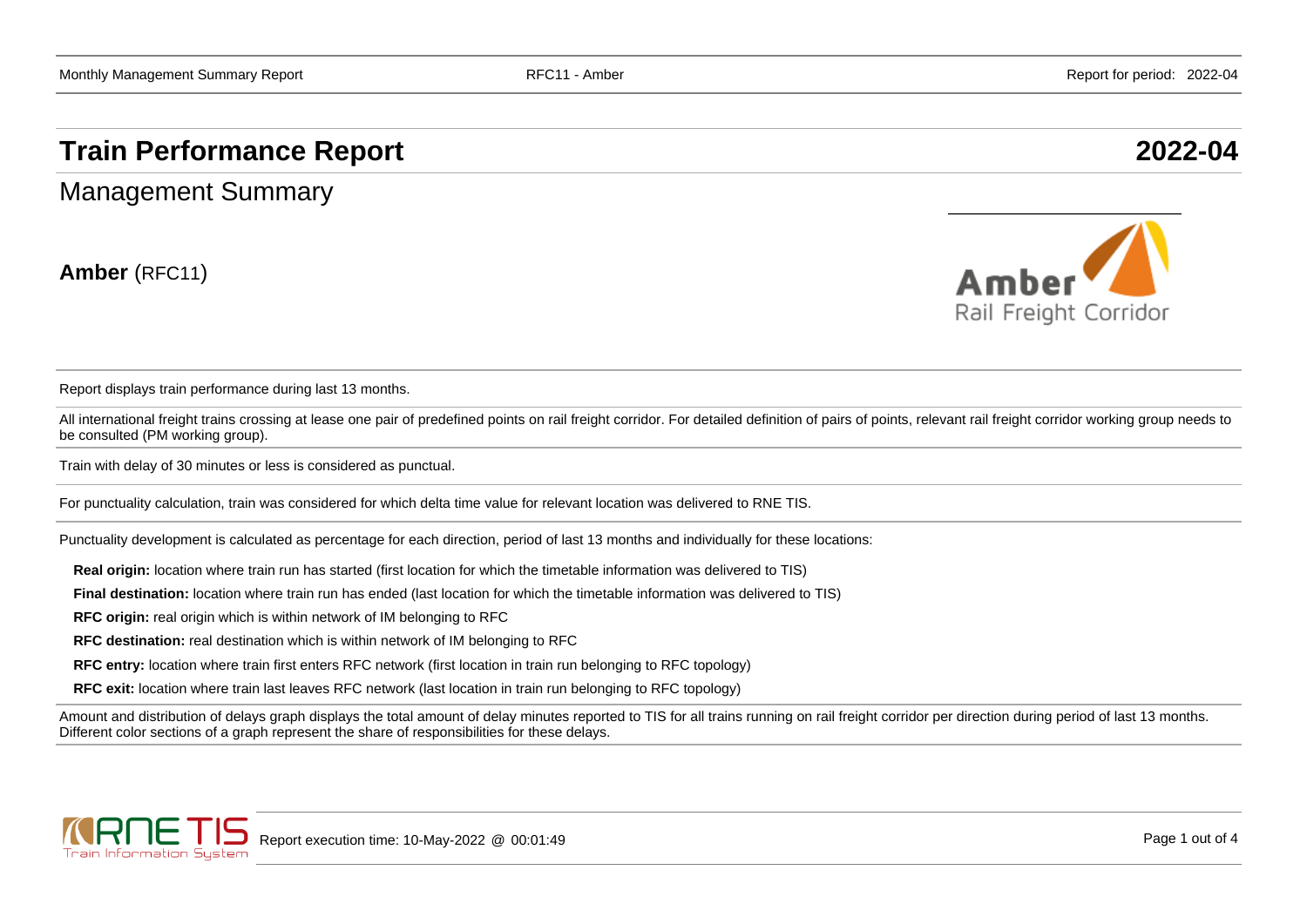# Train Performance Report 2022-04

## Management Summary

**Amber** (RFC11)

Report displays train performance during last 13 months.

All international freight trains crossing at lease one pair of predefined points on rail freight corridor. For detailed definition of pairs of points, relevant rail freight corridor working group needs to be consulted (PM working group).

Train with delay of 30 minutes or less is considered as punctual.

For punctuality calculation, train was considered for which delta time value for relevant location was delivered to RNE TIS.

Punctuality development is calculated as percentage for each direction, period of last 13 months and individually for these locations:

**Real origin:** location where train run has started (first location for which the timetable information was delivered to TIS)

**Final destination:** location where train run has ended (last location for which the timetable information was delivered to TIS)

**RFC origin:** real origin which is within network of IM belonging to RFC

**RFC destination:** real destination which is within network of IM belonging to RFC

**RFC entry:** location where train first enters RFC network (first location in train run belonging to RFC topology)

**RFC exit:** location where train last leaves RFC network (last location in train run belonging to RFC topology)

Amount and distribution of delays graph displays the total amount of delay minutes reported to TIS for all trains running on rail freight corridor per direction during period of last 13 months. Different color sections of a graph represent the share of responsibilities for these delays.

Report execution time: 10-May-2022 @ 00:01:49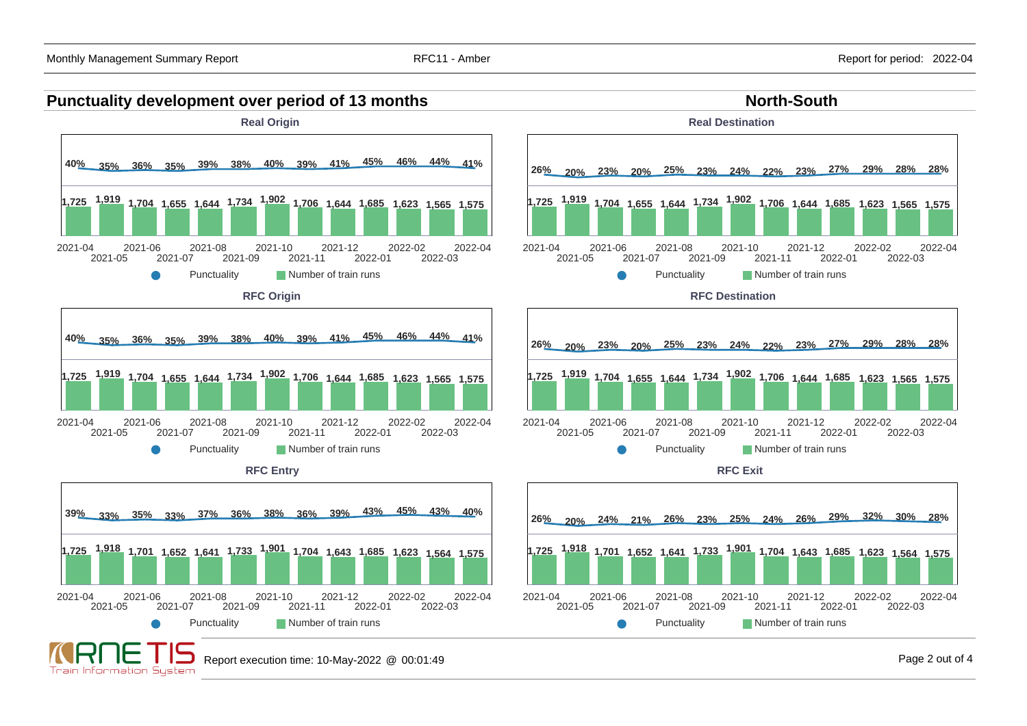## Punctuality development over period of 13 months

## North-South

### Real Origin

| Month | 2021-04 | 2021-05 | 2021-06 | 2021-07 | 2021-08 | 2021-09 | 2021-10 | 2021-11 | 2021-12 | 2022-01 | 2022-02 | 2022-03 | 2022-04 |
|---|---|---|---|---|---|---|---|---|---|---|---|---|---|
| Punctuality | 40% | 35% | 36% | 35% | 39% | 38% | 40% | 39% | 41% | 45% | 46% | 44% | 41% |
| Number of train runs | 1,725 | 1,919 | 1,704 | 1,655 | 1,644 | 1,734 | 1,902 | 1,706 | 1,644 | 1,685 | 1,623 | 1,565 | 1,575 |

### Real Destination

| Month | 2021-04 | 2021-05 | 2021-06 | 2021-07 | 2021-08 | 2021-09 | 2021-10 | 2021-11 | 2021-12 | 2022-01 | 2022-02 | 2022-03 | 2022-04 |
|---|---|---|---|---|---|---|---|---|---|---|---|---|---|
| Punctuality | 26% | 20% | 23% | 20% | 25% | 23% | 24% | 22% | 23% | 27% | 29% | 28% | 28% |
| Number of train runs | 1,725 | 1,919 | 1,704 | 1,655 | 1,644 | 1,734 | 1,902 | 1,706 | 1,644 | 1,685 | 1,623 | 1,565 | 1,575 |

### RFC Origin

| Month | 2021-04 | 2021-05 | 2021-06 | 2021-07 | 2021-08 | 2021-09 | 2021-10 | 2021-11 | 2021-12 | 2022-01 | 2022-02 | 2022-03 | 2022-04 |
|---|---|---|---|---|---|---|---|---|---|---|---|---|---|
| Punctuality | 40% | 35% | 36% | 35% | 39% | 38% | 40% | 39% | 41% | 45% | 46% | 44% | 41% |
| Number of train runs | 1,725 | 1,919 | 1,704 | 1,655 | 1,644 | 1,734 | 1,902 | 1,706 | 1,644 | 1,685 | 1,623 | 1,565 | 1,575 |

### RFC Destination

| Month | 2021-04 | 2021-05 | 2021-06 | 2021-07 | 2021-08 | 2021-09 | 2021-10 | 2021-11 | 2021-12 | 2022-01 | 2022-02 | 2022-03 | 2022-04 |
|---|---|---|---|---|---|---|---|---|---|---|---|---|---|
| Punctuality | 26% | 20% | 23% | 20% | 25% | 23% | 24% | 22% | 23% | 27% | 29% | 28% | 28% |
| Number of train runs | 1,725 | 1,919 | 1,704 | 1,655 | 1,644 | 1,734 | 1,902 | 1,706 | 1,644 | 1,685 | 1,623 | 1,565 | 1,575 |

### RFC Entry

| Month | 2021-04 | 2021-05 | 2021-06 | 2021-07 | 2021-08 | 2021-09 | 2021-10 | 2021-11 | 2021-12 | 2022-01 | 2022-02 | 2022-03 | 2022-04 |
|---|---|---|---|---|---|---|---|---|---|---|---|---|---|
| Punctuality | 39% | 33% | 35% | 33% | 37% | 36% | 38% | 36% | 39% | 43% | 45% | 43% | 40% |
| Number of train runs | 1,725 | 1,918 | 1,701 | 1,652 | 1,641 | 1,733 | 1,901 | 1,704 | 1,643 | 1,685 | 1,623 | 1,564 | 1,575 |

### RFC Exit

| Month | 2021-04 | 2021-05 | 2021-06 | 2021-07 | 2021-08 | 2021-09 | 2021-10 | 2021-11 | 2021-12 | 2022-01 | 2022-02 | 2022-03 | 2022-04 |
|---|---|---|---|---|---|---|---|---|---|---|---|---|---|
| Punctuality | 26% | 20% | 24% | 21% | 26% | 23% | 25% | 24% | 26% | 29% | 32% | 30% | 28% |
| Number of train runs | 1,725 | 1,918 | 1,701 | 1,652 | 1,641 | 1,733 | 1,901 | 1,704 | 1,643 | 1,685 | 1,623 | 1,564 | 1,575 |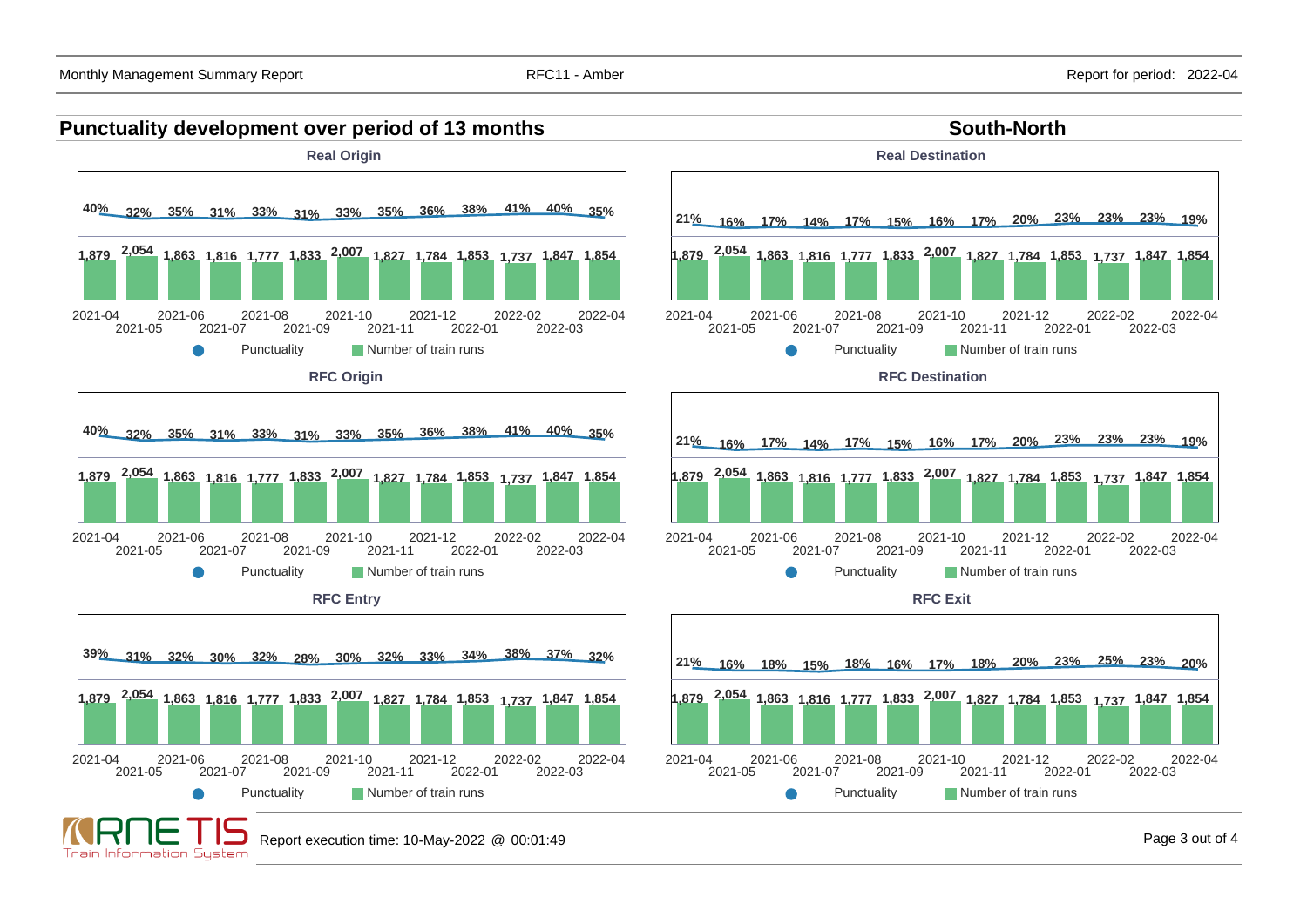## Punctuality development over period of 13 months

## South-North

### Real Origin

| Month | 2021-04 | 2021-05 | 2021-06 | 2021-07 | 2021-08 | 2021-09 | 2021-10 | 2021-11 | 2021-12 | 2022-01 | 2022-02 | 2022-03 | 2022-04 |
|---|---|---|---|---|---|---|---|---|---|---|---|---|---|
| Punctuality | 40% | 32% | 35% | 31% | 33% | 31% | 33% | 35% | 36% | 38% | 41% | 40% | 35% |
| Number of train runs | 1,879 | 2,054 | 1,863 | 1,816 | 1,777 | 1,833 | 2,007 | 1,827 | 1,784 | 1,853 | 1,737 | 1,847 | 1,854 |

### Real Destination

| Month | 2021-04 | 2021-05 | 2021-06 | 2021-07 | 2021-08 | 2021-09 | 2021-10 | 2021-11 | 2021-12 | 2022-01 | 2022-02 | 2022-03 | 2022-04 |
|---|---|---|---|---|---|---|---|---|---|---|---|---|---|
| Punctuality | 21% | 16% | 17% | 14% | 17% | 15% | 16% | 17% | 20% | 23% | 23% | 23% | 19% |
| Number of train runs | 1,879 | 2,054 | 1,863 | 1,816 | 1,777 | 1,833 | 2,007 | 1,827 | 1,784 | 1,853 | 1,737 | 1,847 | 1,854 |

### RFC Origin

| Month | 2021-04 | 2021-05 | 2021-06 | 2021-07 | 2021-08 | 2021-09 | 2021-10 | 2021-11 | 2021-12 | 2022-01 | 2022-02 | 2022-03 | 2022-04 |
|---|---|---|---|---|---|---|---|---|---|---|---|---|---|
| Punctuality | 40% | 32% | 35% | 31% | 33% | 31% | 33% | 35% | 36% | 38% | 41% | 40% | 35% |
| Number of train runs | 1,879 | 2,054 | 1,863 | 1,816 | 1,777 | 1,833 | 2,007 | 1,827 | 1,784 | 1,853 | 1,737 | 1,847 | 1,854 |

### RFC Destination

| Month | 2021-04 | 2021-05 | 2021-06 | 2021-07 | 2021-08 | 2021-09 | 2021-10 | 2021-11 | 2021-12 | 2022-01 | 2022-02 | 2022-03 | 2022-04 |
|---|---|---|---|---|---|---|---|---|---|---|---|---|---|
| Punctuality | 21% | 16% | 17% | 14% | 17% | 15% | 16% | 17% | 20% | 23% | 23% | 23% | 19% |
| Number of train runs | 1,879 | 2,054 | 1,863 | 1,816 | 1,777 | 1,833 | 2,007 | 1,827 | 1,784 | 1,853 | 1,737 | 1,847 | 1,854 |

### RFC Entry

| Month | 2021-04 | 2021-05 | 2021-06 | 2021-07 | 2021-08 | 2021-09 | 2021-10 | 2021-11 | 2021-12 | 2022-01 | 2022-02 | 2022-03 | 2022-04 |
|---|---|---|---|---|---|---|---|---|---|---|---|---|---|
| Punctuality | 39% | 31% | 32% | 30% | 32% | 28% | 30% | 32% | 33% | 34% | 38% | 37% | 32% |
| Number of train runs | 1,879 | 2,054 | 1,863 | 1,816 | 1,777 | 1,833 | 2,007 | 1,827 | 1,784 | 1,853 | 1,737 | 1,847 | 1,854 |

### RFC Exit

| Month | 2021-04 | 2021-05 | 2021-06 | 2021-07 | 2021-08 | 2021-09 | 2021-10 | 2021-11 | 2021-12 | 2022-01 | 2022-02 | 2022-03 | 2022-04 |
|---|---|---|---|---|---|---|---|---|---|---|---|---|---|
| Punctuality | 21% | 16% | 18% | 15% | 18% | 16% | 17% | 18% | 20% | 23% | 25% | 23% | 20% |
| Number of train runs | 1,879 | 2,054 | 1,863 | 1,816 | 1,777 | 1,833 | 2,007 | 1,827 | 1,784 | 1,853 | 1,737 | 1,847 | 1,854 |

Report execution time: 10-May-2022 @ 00:01:49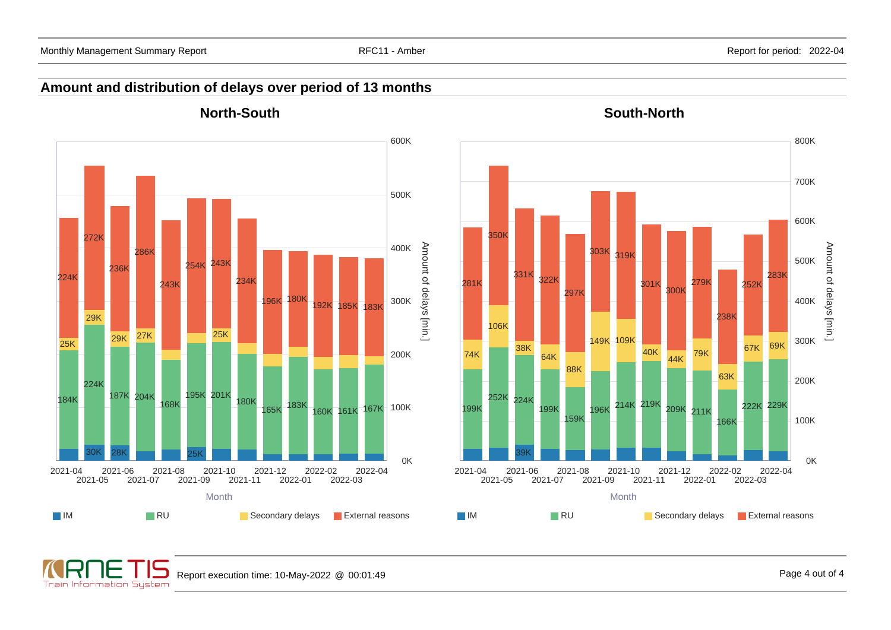## Amount and distribution of delays over period of 13 months

### North-South

Amount of delays [min.]

0K 100K 200K 300K 400K 500K 600K

Month: 2021-04, 2021-05, 2021-06, 2021-07, 2021-08, 2021-09, 2021-10, 2021-11, 2021-12, 2022-01, 2022-02, 2022-03, 2022-04

272K 224K 236K 286K 243K 254K 243K 234K 196K 180K 192K 185K 183K

25K 29K 29K 27K 25K

184K 224K 187K 204K 168K 195K 201K 180K 165K 183K 160K 161K 167K

30K 28K 25K

IM | RU | Secondary delays | External reasons

### South-North

Amount of delays [min.]

0K 100K 200K 300K 400K 500K 600K 700K 800K

Month: 2021-04, 2021-05, 2021-06, 2021-07, 2021-08, 2021-09, 2021-10, 2021-11, 2021-12, 2022-01, 2022-02, 2022-03, 2022-04

281K 350K 331K 322K 297K 303K 319K 301K 300K 279K 238K 252K 283K

74K 106K 38K 64K 88K 149K 109K 40K 44K 79K 63K 67K 69K

199K 252K 224K 199K 159K 196K 214K 219K 209K 211K 166K 222K 229K

39K

IM | RU | Secondary delays | External reasons